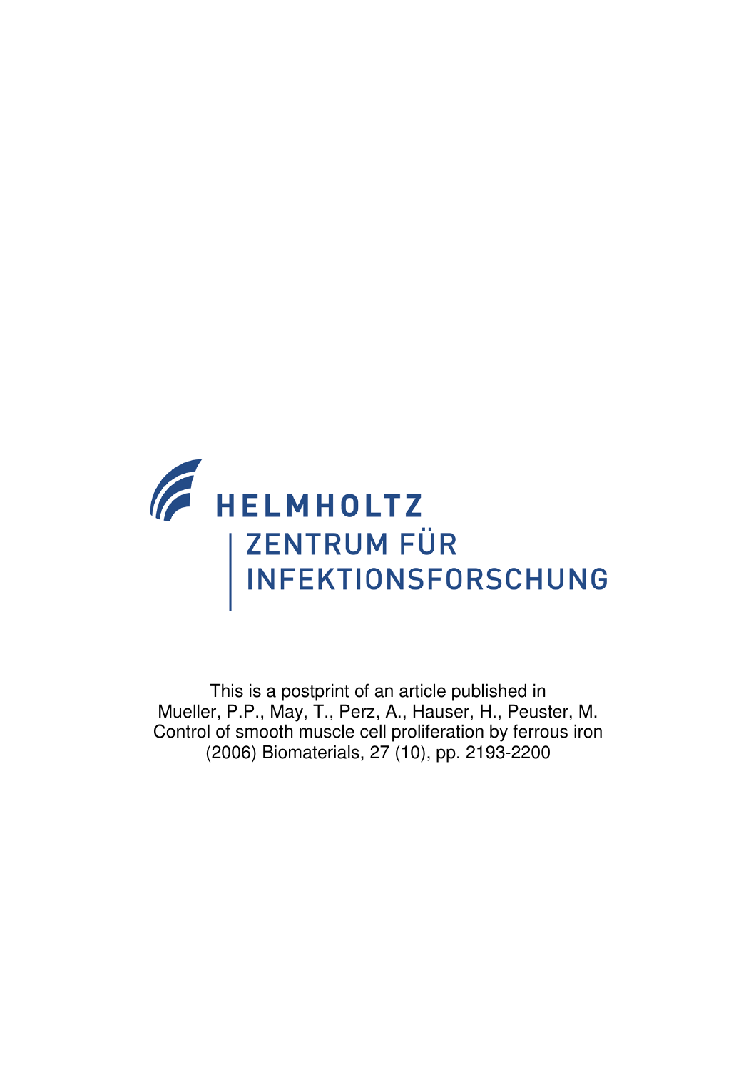HELMHOLTZ

ZENTRUM FÜR INFEKTIONSFORSCHUNG

This is a postprint of an article published in
Mueller, P.P., May, T., Perz, A., Hauser, H., Peuster, M.
Control of smooth muscle cell proliferation by ferrous iron
(2006) Biomaterials, 27 (10), pp. 2193-2200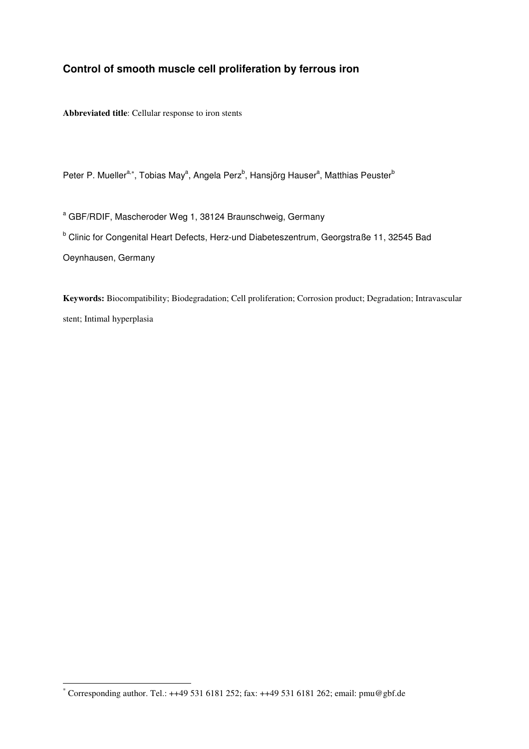## Control of smooth muscle cell proliferation by ferrous iron

**Abbreviated title**: Cellular response to iron stents

Peter P. Mueller[a,*], Tobias May[a], Angela Perz[b], Hansjörg Hauser[a], Matthias Peuster[b]

[a] GBF/RDIF, Mascheroder Weg 1, 38124 Braunschweig, Germany

[b] Clinic for Congenital Heart Defects, Herz-und Diabeteszentrum, Georgstraße 11, 32545 Bad Oeynhausen, Germany

**Keywords:** Biocompatibility; Biodegradation; Cell proliferation; Corrosion product; Degradation; Intravascular stent; Intimal hyperplasia

[*] Corresponding author. Tel.: ++49 531 6181 252; fax: ++49 531 6181 262; email: pmu@gbf.de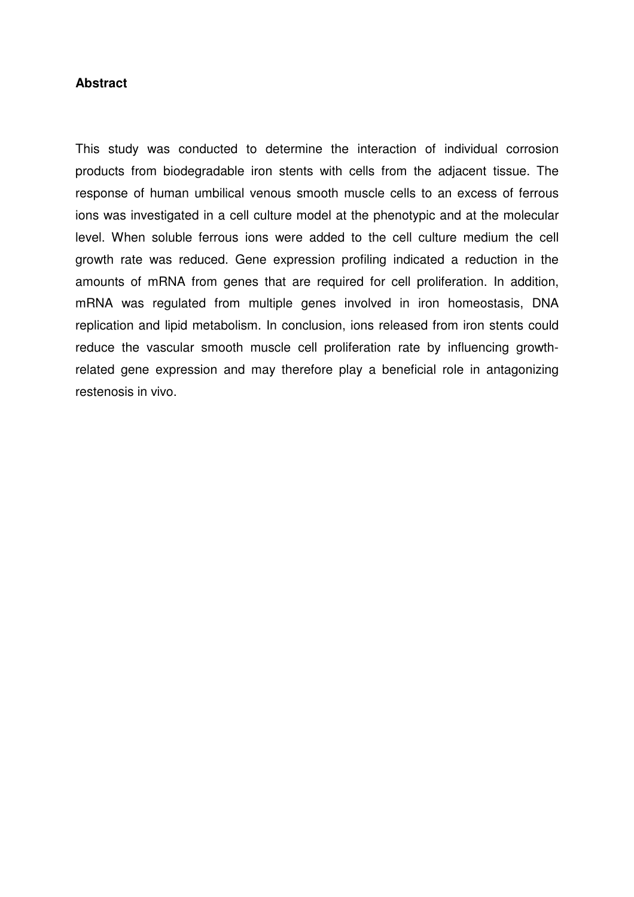**Abstract**

This study was conducted to determine the interaction of individual corrosion products from biodegradable iron stents with cells from the adjacent tissue. The response of human umbilical venous smooth muscle cells to an excess of ferrous ions was investigated in a cell culture model at the phenotypic and at the molecular level. When soluble ferrous ions were added to the cell culture medium the cell growth rate was reduced. Gene expression profiling indicated a reduction in the amounts of mRNA from genes that are required for cell proliferation. In addition, mRNA was regulated from multiple genes involved in iron homeostasis, DNA replication and lipid metabolism. In conclusion, ions released from iron stents could reduce the vascular smooth muscle cell proliferation rate by influencing growth-related gene expression and may therefore play a beneficial role in antagonizing restenosis in vivo.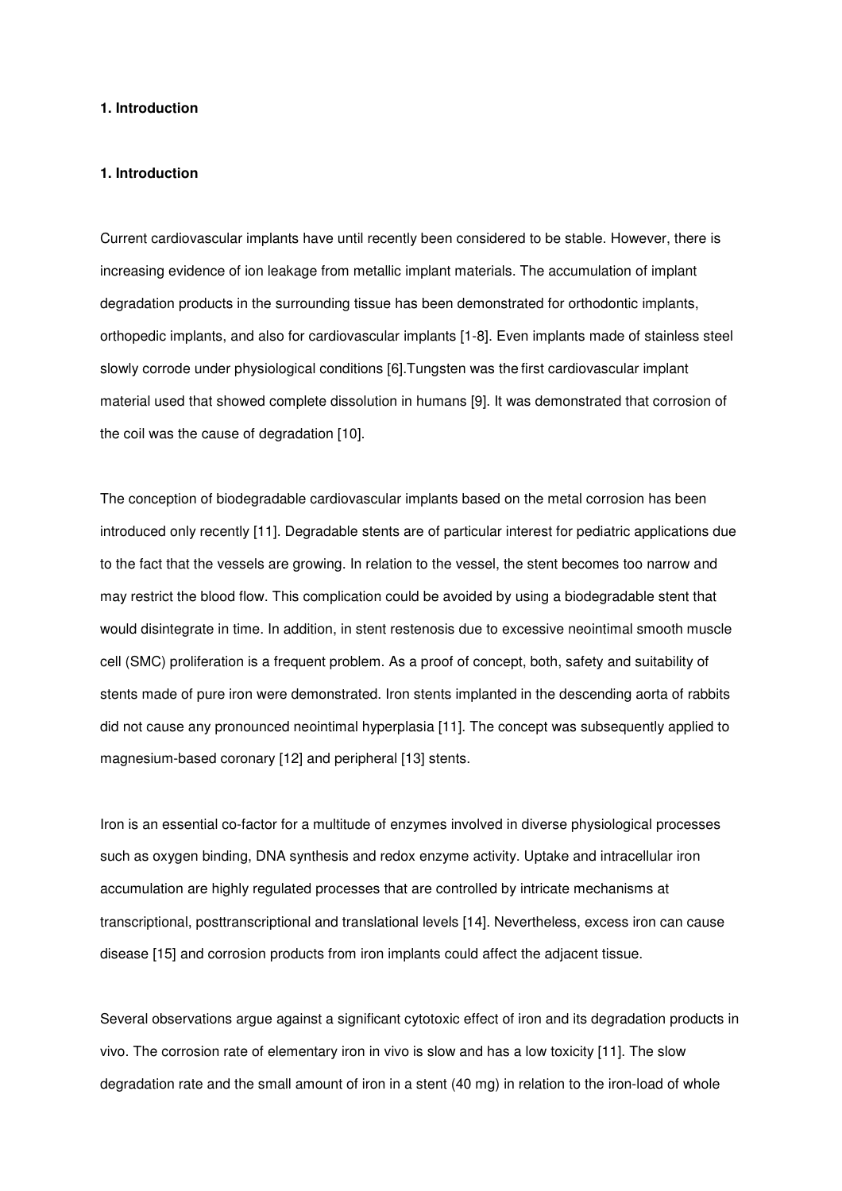## 1. Introduction

## 1. Introduction

Current cardiovascular implants have until recently been considered to be stable. However, there is increasing evidence of ion leakage from metallic implant materials. The accumulation of implant degradation products in the surrounding tissue has been demonstrated for orthodontic implants, orthopedic implants, and also for cardiovascular implants [1-8]. Even implants made of stainless steel slowly corrode under physiological conditions [6].Tungsten was the first cardiovascular implant material used that showed complete dissolution in humans [9]. It was demonstrated that corrosion of the coil was the cause of degradation [10].

The conception of biodegradable cardiovascular implants based on the metal corrosion has been introduced only recently [11]. Degradable stents are of particular interest for pediatric applications due to the fact that the vessels are growing. In relation to the vessel, the stent becomes too narrow and may restrict the blood flow. This complication could be avoided by using a biodegradable stent that would disintegrate in time. In addition, in stent restenosis due to excessive neointimal smooth muscle cell (SMC) proliferation is a frequent problem. As a proof of concept, both, safety and suitability of stents made of pure iron were demonstrated. Iron stents implanted in the descending aorta of rabbits did not cause any pronounced neointimal hyperplasia [11]. The concept was subsequently applied to magnesium-based coronary [12] and peripheral [13] stents.

Iron is an essential co-factor for a multitude of enzymes involved in diverse physiological processes such as oxygen binding, DNA synthesis and redox enzyme activity. Uptake and intracellular iron accumulation are highly regulated processes that are controlled by intricate mechanisms at transcriptional, posttranscriptional and translational levels [14]. Nevertheless, excess iron can cause disease [15] and corrosion products from iron implants could affect the adjacent tissue.

Several observations argue against a significant cytotoxic effect of iron and its degradation products in vivo. The corrosion rate of elementary iron in vivo is slow and has a low toxicity [11]. The slow degradation rate and the small amount of iron in a stent (40 mg) in relation to the iron-load of whole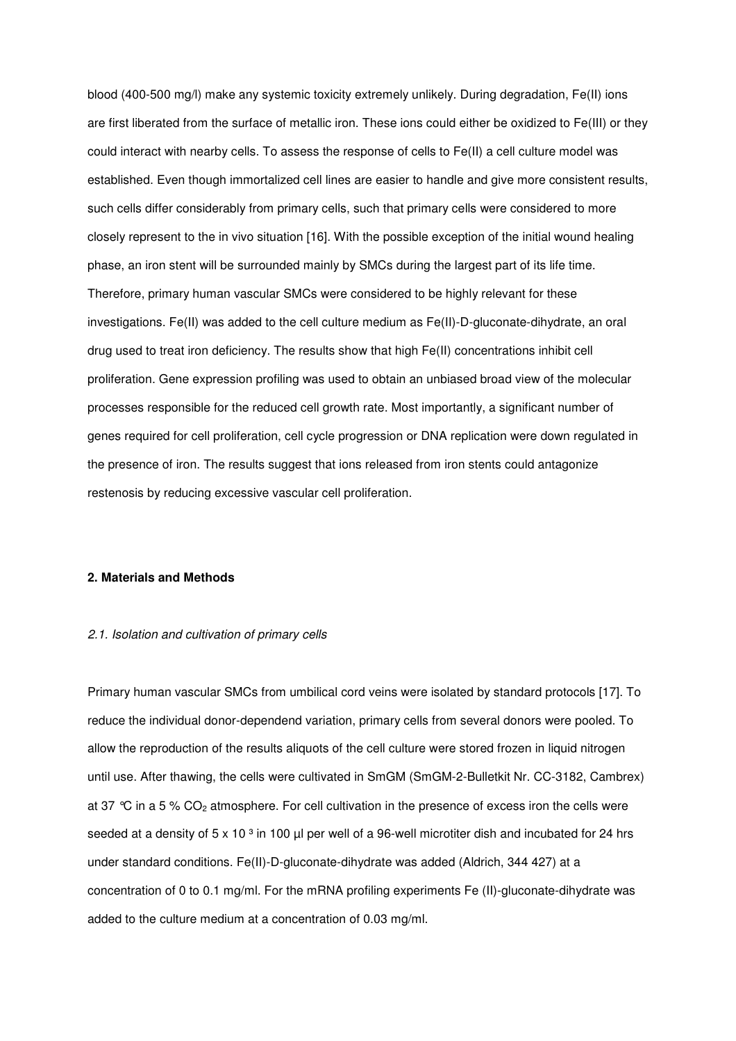blood (400-500 mg/l) make any systemic toxicity extremely unlikely. During degradation, Fe(II) ions are first liberated from the surface of metallic iron. These ions could either be oxidized to Fe(III) or they could interact with nearby cells. To assess the response of cells to Fe(II) a cell culture model was established. Even though immortalized cell lines are easier to handle and give more consistent results, such cells differ considerably from primary cells, such that primary cells were considered to more closely represent to the in vivo situation [16]. With the possible exception of the initial wound healing phase, an iron stent will be surrounded mainly by SMCs during the largest part of its life time. Therefore, primary human vascular SMCs were considered to be highly relevant for these investigations. Fe(II) was added to the cell culture medium as Fe(II)-D-gluconate-dihydrate, an oral drug used to treat iron deficiency. The results show that high Fe(II) concentrations inhibit cell proliferation. Gene expression profiling was used to obtain an unbiased broad view of the molecular processes responsible for the reduced cell growth rate. Most importantly, a significant number of genes required for cell proliferation, cell cycle progression or DNA replication were down regulated in the presence of iron. The results suggest that ions released from iron stents could antagonize restenosis by reducing excessive vascular cell proliferation.

## 2. Materials and Methods

### *2.1. Isolation and cultivation of primary cells*

Primary human vascular SMCs from umbilical cord veins were isolated by standard protocols [17]. To reduce the individual donor-dependend variation, primary cells from several donors were pooled. To allow the reproduction of the results aliquots of the cell culture were stored frozen in liquid nitrogen until use. After thawing, the cells were cultivated in SmGM (SmGM-2-Bulletkit Nr. CC-3182, Cambrex) at 37 °C in a 5 % $CO_2$ atmosphere. For cell cultivation in the presence of excess iron the cells were seeded at a density of $5 \times 10^3$ in 100 µl per well of a 96-well microtiter dish and incubated for 24 hrs under standard conditions. Fe(II)-D-gluconate-dihydrate was added (Aldrich, 344 427) at a concentration of 0 to 0.1 mg/ml. For the mRNA profiling experiments Fe (II)-gluconate-dihydrate was added to the culture medium at a concentration of 0.03 mg/ml.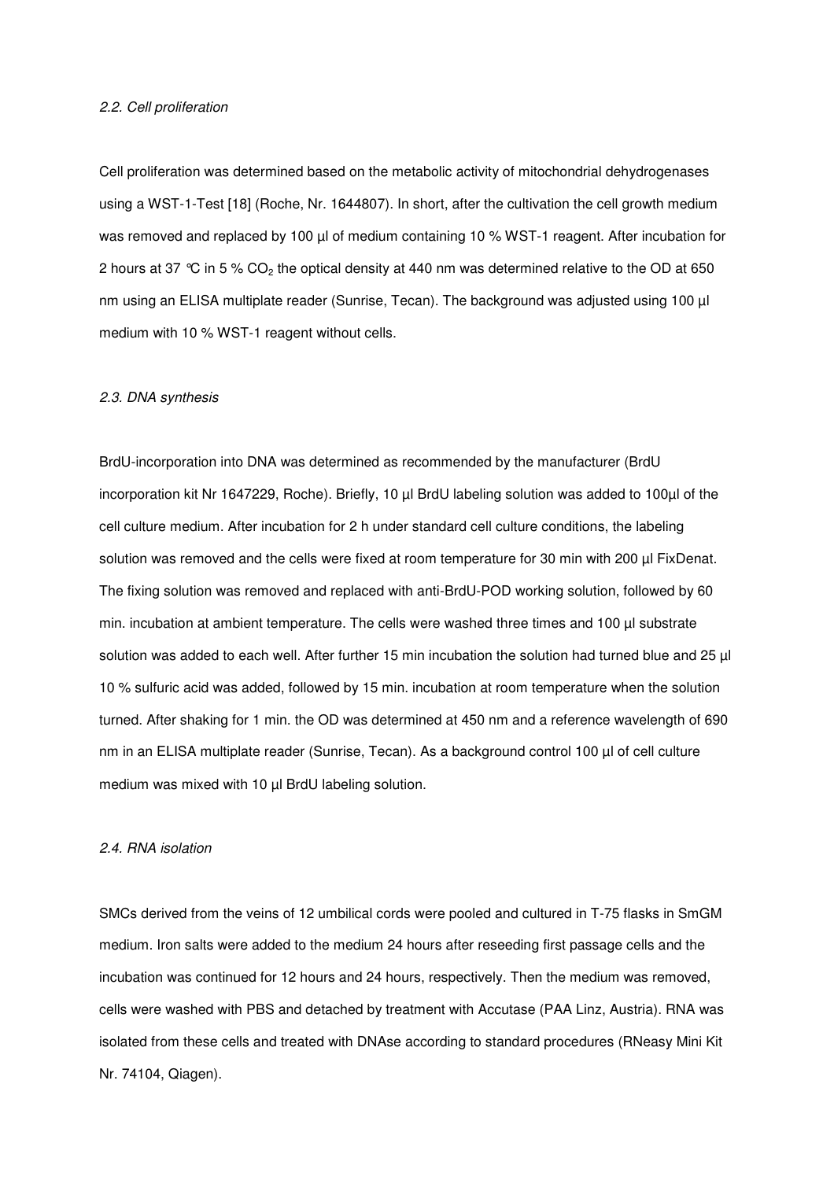*2.2. Cell proliferation*

Cell proliferation was determined based on the metabolic activity of mitochondrial dehydrogenases using a WST-1-Test [18] (Roche, Nr. 1644807). In short, after the cultivation the cell growth medium was removed and replaced by 100 µl of medium containing 10 % WST-1 reagent. After incubation for 2 hours at 37 °C in 5 % $CO_2$ the optical density at 440 nm was determined relative to the OD at 650 nm using an ELISA multiplate reader (Sunrise, Tecan). The background was adjusted using 100 µl medium with 10 % WST-1 reagent without cells.

*2.3. DNA synthesis*

BrdU-incorporation into DNA was determined as recommended by the manufacturer (BrdU incorporation kit Nr 1647229, Roche). Briefly, 10 µl BrdU labeling solution was added to 100µl of the cell culture medium. After incubation for 2 h under standard cell culture conditions, the labeling solution was removed and the cells were fixed at room temperature for 30 min with 200 µl FixDenat. The fixing solution was removed and replaced with anti-BrdU-POD working solution, followed by 60 min. incubation at ambient temperature. The cells were washed three times and 100 µl substrate solution was added to each well. After further 15 min incubation the solution had turned blue and 25 µl 10 % sulfuric acid was added, followed by 15 min. incubation at room temperature when the solution turned. After shaking for 1 min. the OD was determined at 450 nm and a reference wavelength of 690 nm in an ELISA multiplate reader (Sunrise, Tecan). As a background control 100 µl of cell culture medium was mixed with 10 µl BrdU labeling solution.

*2.4. RNA isolation*

SMCs derived from the veins of 12 umbilical cords were pooled and cultured in T-75 flasks in SmGM medium. Iron salts were added to the medium 24 hours after reseeding first passage cells and the incubation was continued for 12 hours and 24 hours, respectively. Then the medium was removed, cells were washed with PBS and detached by treatment with Accutase (PAA Linz, Austria). RNA was isolated from these cells and treated with DNAse according to standard procedures (RNeasy Mini Kit Nr. 74104, Qiagen).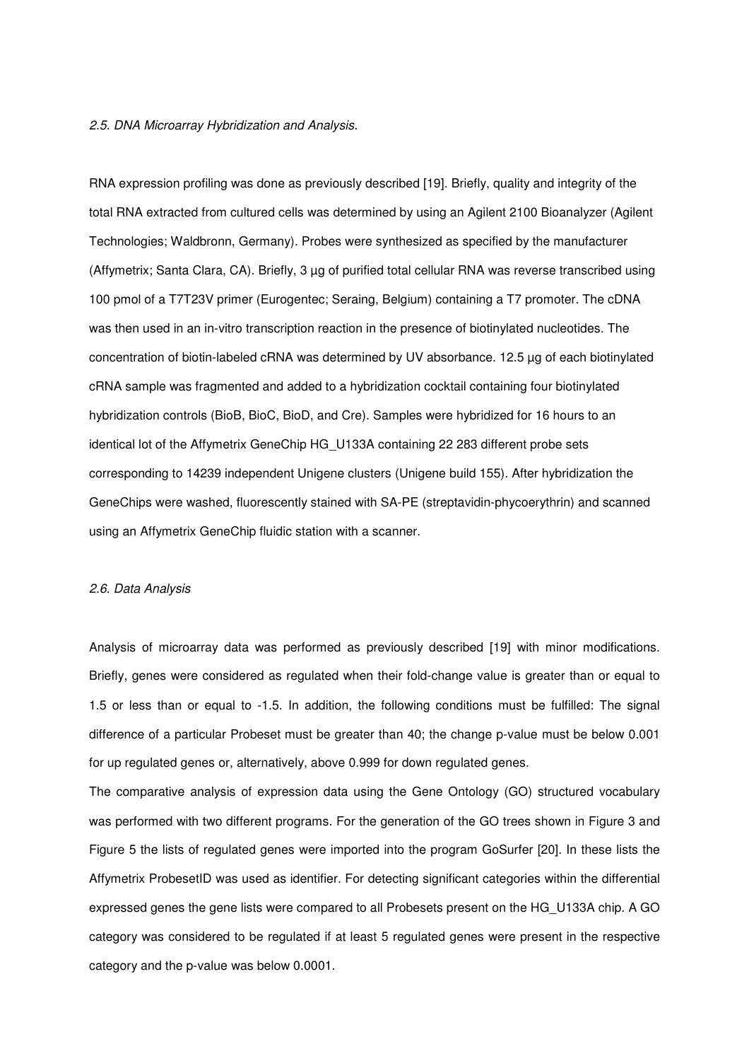*2.5. DNA Microarray Hybridization and Analysis.*

RNA expression profiling was done as previously described [19]. Briefly, quality and integrity of the total RNA extracted from cultured cells was determined by using an Agilent 2100 Bioanalyzer (Agilent Technologies; Waldbronn, Germany). Probes were synthesized as specified by the manufacturer (Affymetrix; Santa Clara, CA). Briefly, 3 µg of purified total cellular RNA was reverse transcribed using 100 pmol of a T7T23V primer (Eurogentec; Seraing, Belgium) containing a T7 promoter. The cDNA was then used in an in-vitro transcription reaction in the presence of biotinylated nucleotides. The concentration of biotin-labeled cRNA was determined by UV absorbance. 12.5 µg of each biotinylated cRNA sample was fragmented and added to a hybridization cocktail containing four biotinylated hybridization controls (BioB, BioC, BioD, and Cre). Samples were hybridized for 16 hours to an identical lot of the Affymetrix GeneChip HG_U133A containing 22 283 different probe sets corresponding to 14239 independent Unigene clusters (Unigene build 155). After hybridization the GeneChips were washed, fluorescently stained with SA-PE (streptavidin-phycoerythrin) and scanned using an Affymetrix GeneChip fluidic station with a scanner.

*2.6. Data Analysis*

Analysis of microarray data was performed as previously described [19] with minor modifications. Briefly, genes were considered as regulated when their fold-change value is greater than or equal to 1.5 or less than or equal to -1.5. In addition, the following conditions must be fulfilled: The signal difference of a particular Probeset must be greater than 40; the change p-value must be below 0.001 for up regulated genes or, alternatively, above 0.999 for down regulated genes.

The comparative analysis of expression data using the Gene Ontology (GO) structured vocabulary was performed with two different programs. For the generation of the GO trees shown in Figure 3 and Figure 5 the lists of regulated genes were imported into the program GoSurfer [20]. In these lists the Affymetrix ProbesetID was used as identifier. For detecting significant categories within the differential expressed genes the gene lists were compared to all Probesets present on the HG_U133A chip. A GO category was considered to be regulated if at least 5 regulated genes were present in the respective category and the p-value was below 0.0001.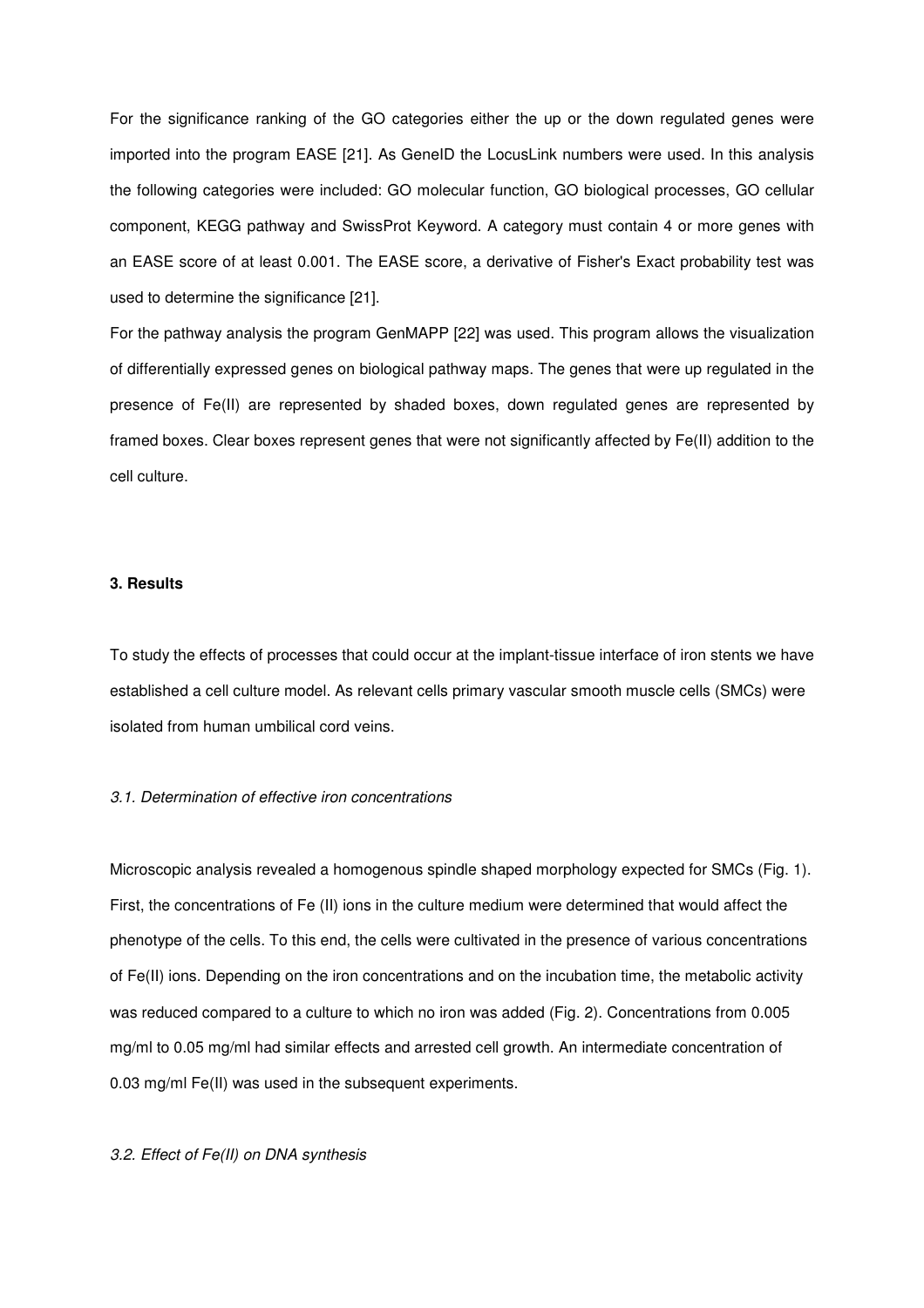For the significance ranking of the GO categories either the up or the down regulated genes were imported into the program EASE [21]. As GeneID the LocusLink numbers were used. In this analysis the following categories were included: GO molecular function, GO biological processes, GO cellular component, KEGG pathway and SwissProt Keyword. A category must contain 4 or more genes with an EASE score of at least 0.001. The EASE score, a derivative of Fisher's Exact probability test was used to determine the significance [21].

For the pathway analysis the program GenMAPP [22] was used. This program allows the visualization of differentially expressed genes on biological pathway maps. The genes that were up regulated in the presence of Fe(II) are represented by shaded boxes, down regulated genes are represented by framed boxes. Clear boxes represent genes that were not significantly affected by Fe(II) addition to the cell culture.

## 3. Results

To study the effects of processes that could occur at the implant-tissue interface of iron stents we have established a cell culture model. As relevant cells primary vascular smooth muscle cells (SMCs) were isolated from human umbilical cord veins.

### *3.1. Determination of effective iron concentrations*

Microscopic analysis revealed a homogenous spindle shaped morphology expected for SMCs (Fig. 1). First, the concentrations of Fe (II) ions in the culture medium were determined that would affect the phenotype of the cells. To this end, the cells were cultivated in the presence of various concentrations of Fe(II) ions. Depending on the iron concentrations and on the incubation time, the metabolic activity was reduced compared to a culture to which no iron was added (Fig. 2). Concentrations from 0.005 mg/ml to 0.05 mg/ml had similar effects and arrested cell growth. An intermediate concentration of 0.03 mg/ml Fe(II) was used in the subsequent experiments.

### *3.2. Effect of Fe(II) on DNA synthesis*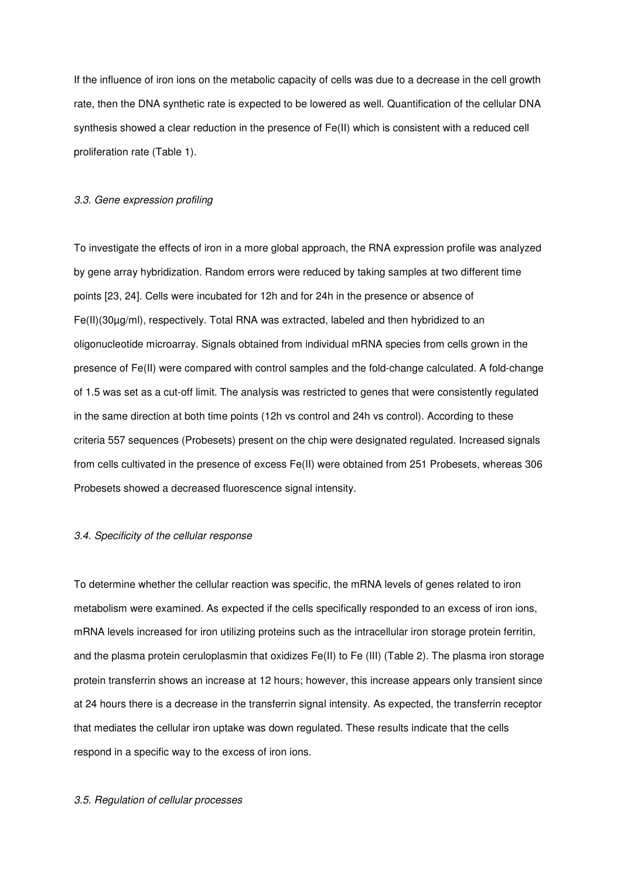If the influence of iron ions on the metabolic capacity of cells was due to a decrease in the cell growth rate, then the DNA synthetic rate is expected to be lowered as well. Quantification of the cellular DNA synthesis showed a clear reduction in the presence of Fe(II) which is consistent with a reduced cell proliferation rate (Table 1).

### *3.3. Gene expression profiling*

To investigate the effects of iron in a more global approach, the RNA expression profile was analyzed by gene array hybridization. Random errors were reduced by taking samples at two different time points [23, 24]. Cells were incubated for 12h and for 24h in the presence or absence of Fe(II)(30µg/ml), respectively. Total RNA was extracted, labeled and then hybridized to an oligonucleotide microarray. Signals obtained from individual mRNA species from cells grown in the presence of Fe(II) were compared with control samples and the fold-change calculated. A fold-change of 1.5 was set as a cut-off limit. The analysis was restricted to genes that were consistently regulated in the same direction at both time points (12h vs control and 24h vs control). According to these criteria 557 sequences (Probesets) present on the chip were designated regulated. Increased signals from cells cultivated in the presence of excess Fe(II) were obtained from 251 Probesets, whereas 306 Probesets showed a decreased fluorescence signal intensity.

### *3.4. Specificity of the cellular response*

To determine whether the cellular reaction was specific, the mRNA levels of genes related to iron metabolism were examined. As expected if the cells specifically responded to an excess of iron ions, mRNA levels increased for iron utilizing proteins such as the intracellular iron storage protein ferritin, and the plasma protein ceruloplasmin that oxidizes Fe(II) to Fe (III) (Table 2). The plasma iron storage protein transferrin shows an increase at 12 hours; however, this increase appears only transient since at 24 hours there is a decrease in the transferrin signal intensity. As expected, the transferrin receptor that mediates the cellular iron uptake was down regulated. These results indicate that the cells respond in a specific way to the excess of iron ions.

### *3.5. Regulation of cellular processes*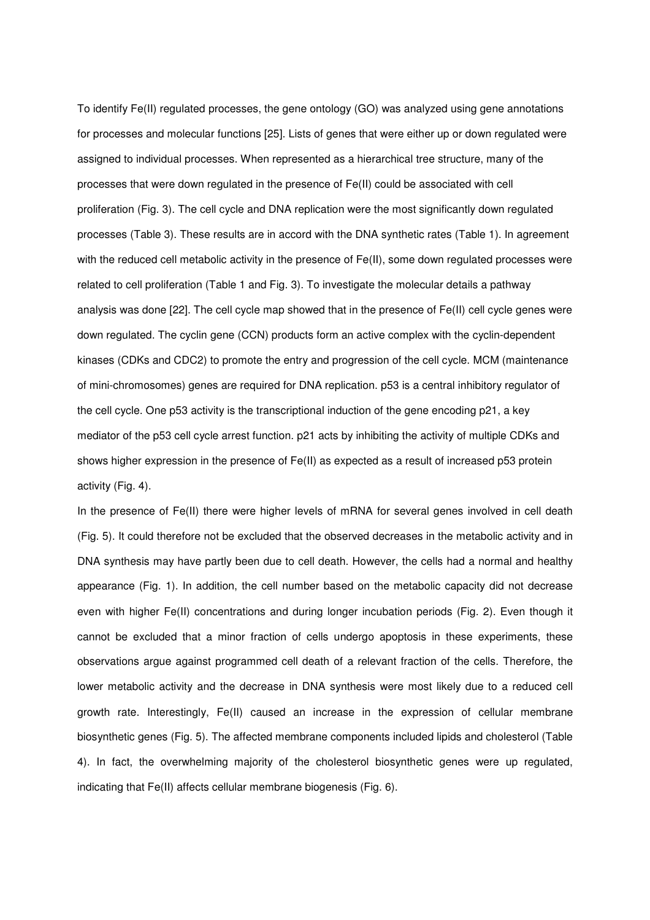To identify Fe(II) regulated processes, the gene ontology (GO) was analyzed using gene annotations for processes and molecular functions [25]. Lists of genes that were either up or down regulated were assigned to individual processes. When represented as a hierarchical tree structure, many of the processes that were down regulated in the presence of Fe(II) could be associated with cell proliferation (Fig. 3). The cell cycle and DNA replication were the most significantly down regulated processes (Table 3). These results are in accord with the DNA synthetic rates (Table 1). In agreement with the reduced cell metabolic activity in the presence of Fe(II), some down regulated processes were related to cell proliferation (Table 1 and Fig. 3). To investigate the molecular details a pathway analysis was done [22]. The cell cycle map showed that in the presence of Fe(II) cell cycle genes were down regulated. The cyclin gene (CCN) products form an active complex with the cyclin-dependent kinases (CDKs and CDC2) to promote the entry and progression of the cell cycle. MCM (maintenance of mini-chromosomes) genes are required for DNA replication. p53 is a central inhibitory regulator of the cell cycle. One p53 activity is the transcriptional induction of the gene encoding p21, a key mediator of the p53 cell cycle arrest function. p21 acts by inhibiting the activity of multiple CDKs and shows higher expression in the presence of Fe(II) as expected as a result of increased p53 protein activity (Fig. 4).

In the presence of Fe(II) there were higher levels of mRNA for several genes involved in cell death (Fig. 5). It could therefore not be excluded that the observed decreases in the metabolic activity and in DNA synthesis may have partly been due to cell death. However, the cells had a normal and healthy appearance (Fig. 1). In addition, the cell number based on the metabolic capacity did not decrease even with higher Fe(II) concentrations and during longer incubation periods (Fig. 2). Even though it cannot be excluded that a minor fraction of cells undergo apoptosis in these experiments, these observations argue against programmed cell death of a relevant fraction of the cells. Therefore, the lower metabolic activity and the decrease in DNA synthesis were most likely due to a reduced cell growth rate. Interestingly, Fe(II) caused an increase in the expression of cellular membrane biosynthetic genes (Fig. 5). The affected membrane components included lipids and cholesterol (Table 4). In fact, the overwhelming majority of the cholesterol biosynthetic genes were up regulated, indicating that Fe(II) affects cellular membrane biogenesis (Fig. 6).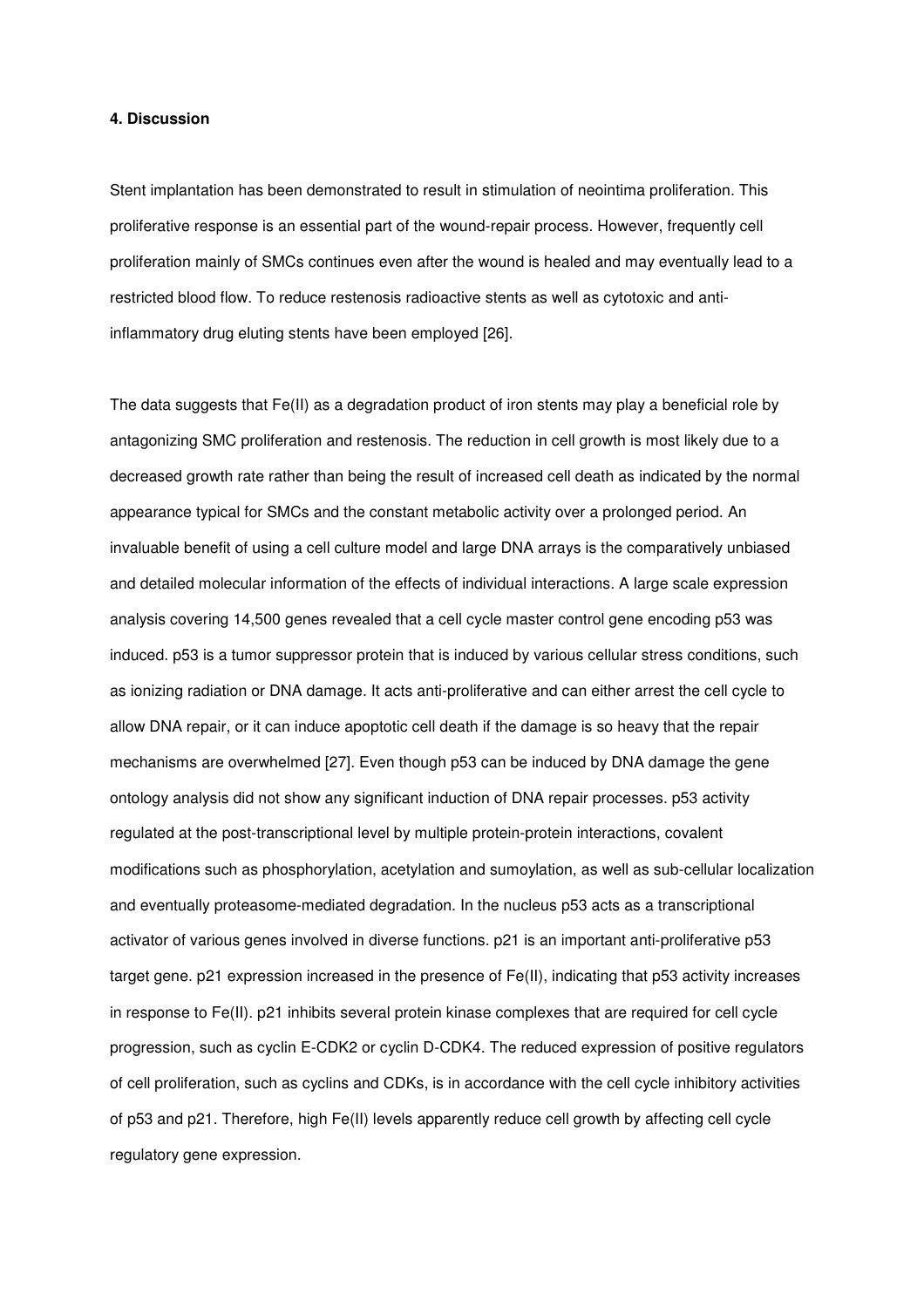## 4. Discussion

Stent implantation has been demonstrated to result in stimulation of neointima proliferation. This proliferative response is an essential part of the wound-repair process. However, frequently cell proliferation mainly of SMCs continues even after the wound is healed and may eventually lead to a restricted blood flow. To reduce restenosis radioactive stents as well as cytotoxic and anti-inflammatory drug eluting stents have been employed [26].

The data suggests that Fe(II) as a degradation product of iron stents may play a beneficial role by antagonizing SMC proliferation and restenosis. The reduction in cell growth is most likely due to a decreased growth rate rather than being the result of increased cell death as indicated by the normal appearance typical for SMCs and the constant metabolic activity over a prolonged period. An invaluable benefit of using a cell culture model and large DNA arrays is the comparatively unbiased and detailed molecular information of the effects of individual interactions. A large scale expression analysis covering 14,500 genes revealed that a cell cycle master control gene encoding p53 was induced. p53 is a tumor suppressor protein that is induced by various cellular stress conditions, such as ionizing radiation or DNA damage. It acts anti-proliferative and can either arrest the cell cycle to allow DNA repair, or it can induce apoptotic cell death if the damage is so heavy that the repair mechanisms are overwhelmed [27]. Even though p53 can be induced by DNA damage the gene ontology analysis did not show any significant induction of DNA repair processes. p53 activity regulated at the post-transcriptional level by multiple protein-protein interactions, covalent modifications such as phosphorylation, acetylation and sumoylation, as well as sub-cellular localization and eventually proteasome-mediated degradation. In the nucleus p53 acts as a transcriptional activator of various genes involved in diverse functions. p21 is an important anti-proliferative p53 target gene. p21 expression increased in the presence of Fe(II), indicating that p53 activity increases in response to Fe(II). p21 inhibits several protein kinase complexes that are required for cell cycle progression, such as cyclin E-CDK2 or cyclin D-CDK4. The reduced expression of positive regulators of cell proliferation, such as cyclins and CDKs, is in accordance with the cell cycle inhibitory activities of p53 and p21. Therefore, high Fe(II) levels apparently reduce cell growth by affecting cell cycle regulatory gene expression.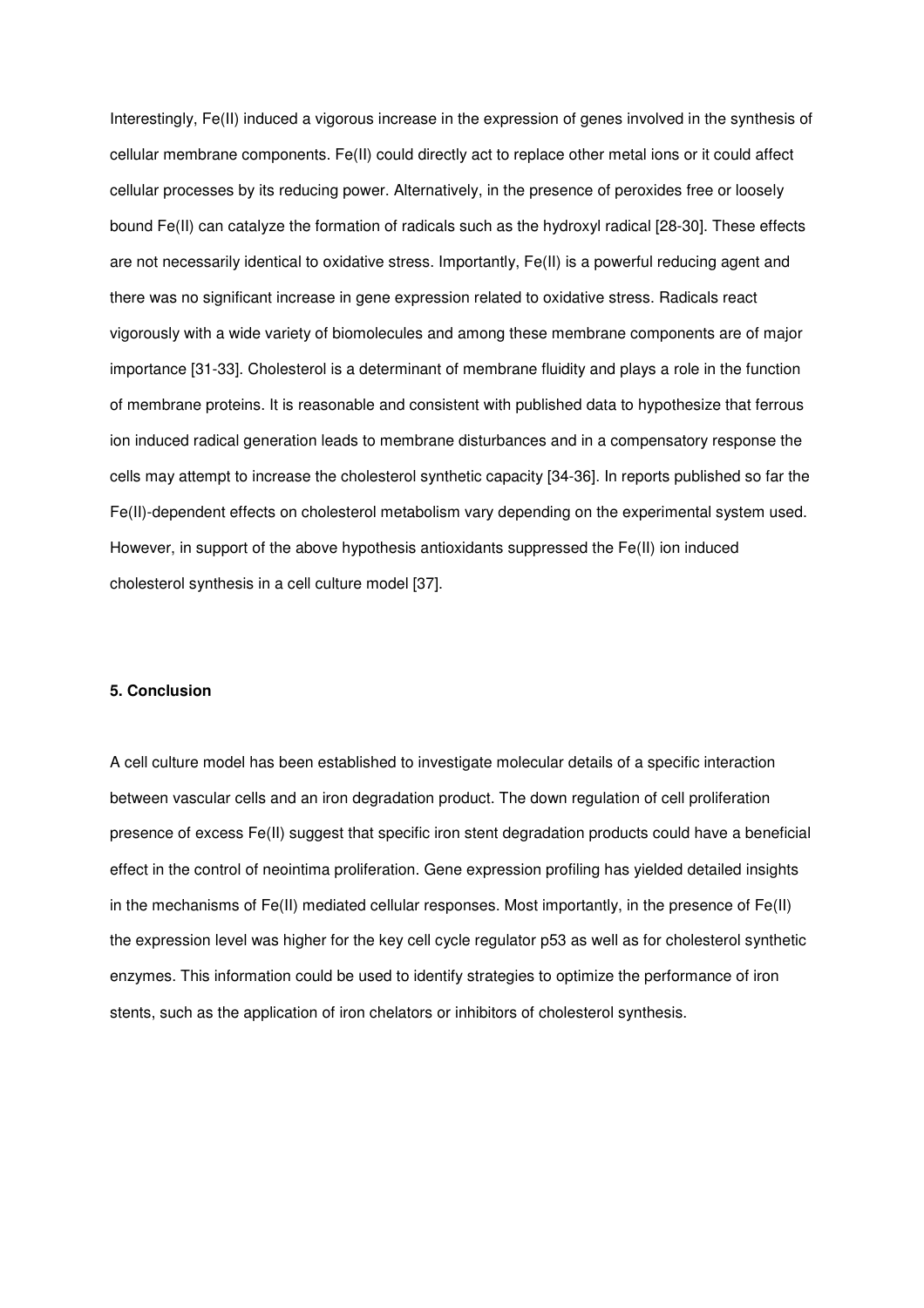Interestingly, Fe(II) induced a vigorous increase in the expression of genes involved in the synthesis of cellular membrane components. Fe(II) could directly act to replace other metal ions or it could affect cellular processes by its reducing power. Alternatively, in the presence of peroxides free or loosely bound Fe(II) can catalyze the formation of radicals such as the hydroxyl radical [28-30]. These effects are not necessarily identical to oxidative stress. Importantly, Fe(II) is a powerful reducing agent and there was no significant increase in gene expression related to oxidative stress. Radicals react vigorously with a wide variety of biomolecules and among these membrane components are of major importance [31-33]. Cholesterol is a determinant of membrane fluidity and plays a role in the function of membrane proteins. It is reasonable and consistent with published data to hypothesize that ferrous ion induced radical generation leads to membrane disturbances and in a compensatory response the cells may attempt to increase the cholesterol synthetic capacity [34-36]. In reports published so far the Fe(II)-dependent effects on cholesterol metabolism vary depending on the experimental system used. However, in support of the above hypothesis antioxidants suppressed the Fe(II) ion induced cholesterol synthesis in a cell culture model [37].

### 5. Conclusion

A cell culture model has been established to investigate molecular details of a specific interaction between vascular cells and an iron degradation product. The down regulation of cell proliferation presence of excess Fe(II) suggest that specific iron stent degradation products could have a beneficial effect in the control of neointima proliferation. Gene expression profiling has yielded detailed insights in the mechanisms of Fe(II) mediated cellular responses. Most importantly, in the presence of Fe(II) the expression level was higher for the key cell cycle regulator p53 as well as for cholesterol synthetic enzymes. This information could be used to identify strategies to optimize the performance of iron stents, such as the application of iron chelators or inhibitors of cholesterol synthesis.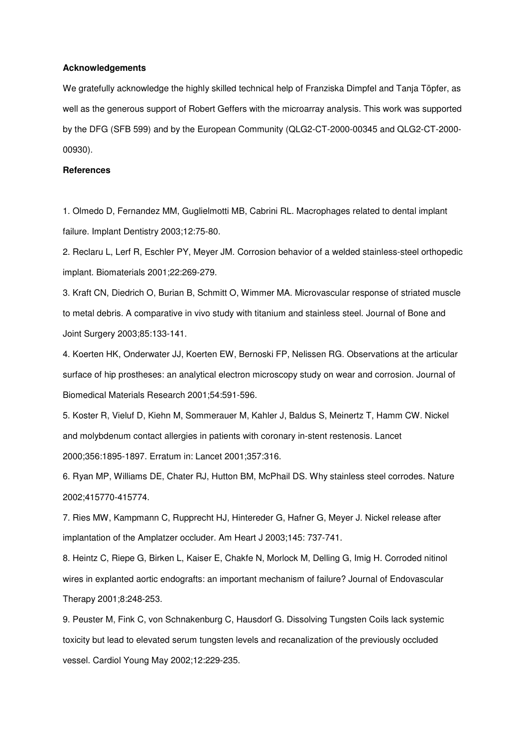**Acknowledgements**

We gratefully acknowledge the highly skilled technical help of Franziska Dimpfel and Tanja Töpfer, as well as the generous support of Robert Geffers with the microarray analysis. This work was supported by the DFG (SFB 599) and by the European Community (QLG2-CT-2000-00345 and QLG2-CT-2000-00930).

**References**

1. Olmedo D, Fernandez MM, Guglielmotti MB, Cabrini RL. Macrophages related to dental implant failure. Implant Dentistry 2003;12:75-80.

2. Reclaru L, Lerf R, Eschler PY, Meyer JM. Corrosion behavior of a welded stainless-steel orthopedic implant. Biomaterials 2001;22:269-279.

3. Kraft CN, Diedrich O, Burian B, Schmitt O, Wimmer MA. Microvascular response of striated muscle to metal debris. A comparative in vivo study with titanium and stainless steel. Journal of Bone and Joint Surgery 2003;85:133-141.

4. Koerten HK, Onderwater JJ, Koerten EW, Bernoski FP, Nelissen RG. Observations at the articular surface of hip prostheses: an analytical electron microscopy study on wear and corrosion. Journal of Biomedical Materials Research 2001;54:591-596.

5. Koster R, Vieluf D, Kiehn M, Sommerauer M, Kahler J, Baldus S, Meinertz T, Hamm CW. Nickel and molybdenum contact allergies in patients with coronary in-stent restenosis. Lancet 2000;356:1895-1897. Erratum in: Lancet 2001;357:316.

6. Ryan MP, Williams DE, Chater RJ, Hutton BM, McPhail DS. Why stainless steel corrodes. Nature 2002;415770-415774.

7. Ries MW, Kampmann C, Rupprecht HJ, Hintereder G, Hafner G, Meyer J. Nickel release after implantation of the Amplatzer occluder. Am Heart J 2003;145: 737-741.

8. Heintz C, Riepe G, Birken L, Kaiser E, Chakfe N, Morlock M, Delling G, Imig H. Corroded nitinol wires in explanted aortic endografts: an important mechanism of failure? Journal of Endovascular Therapy 2001;8:248-253.

9. Peuster M, Fink C, von Schnakenburg C, Hausdorf G. Dissolving Tungsten Coils lack systemic toxicity but lead to elevated serum tungsten levels and recanalization of the previously occluded vessel. Cardiol Young May 2002;12:229-235.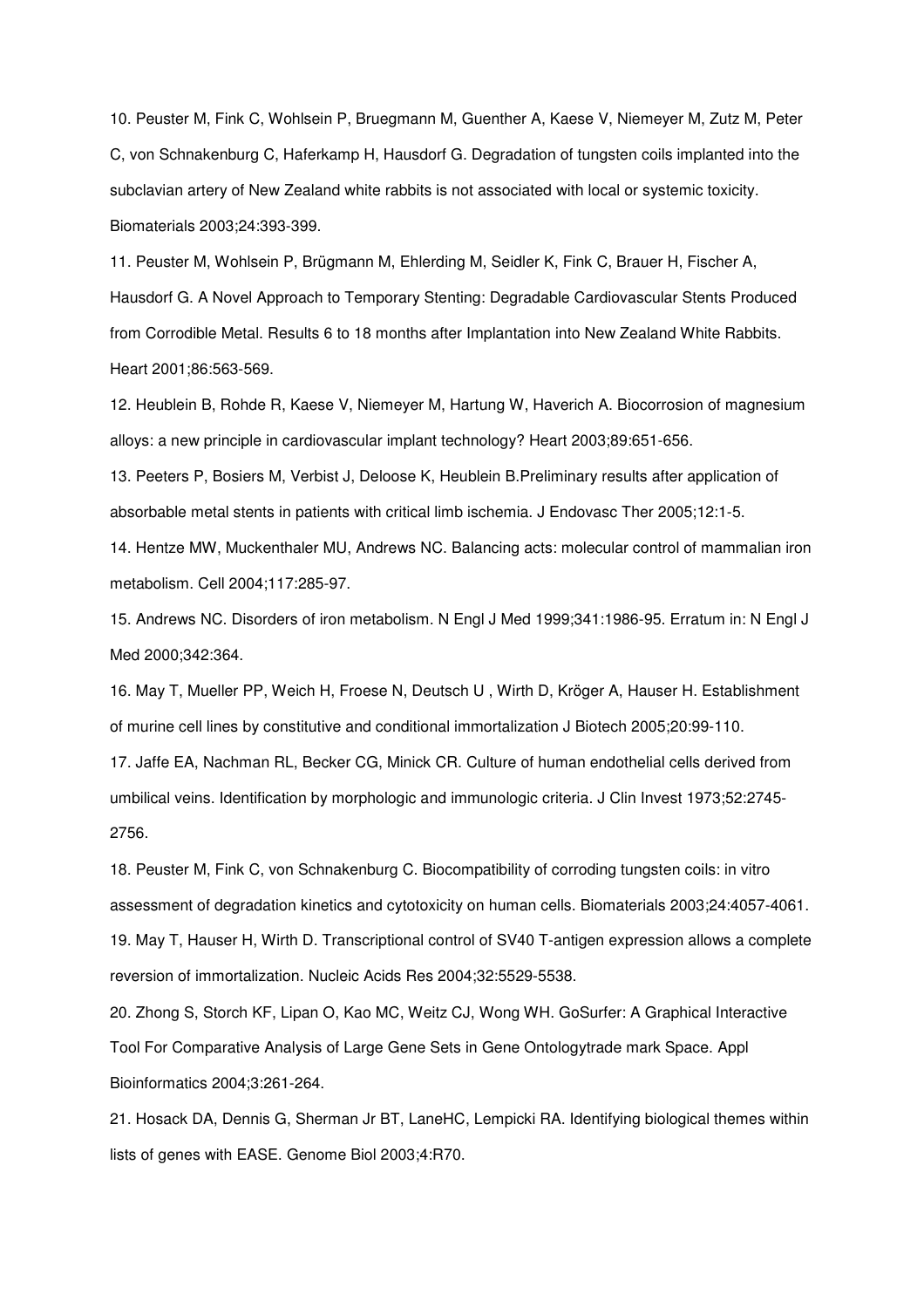10. Peuster M, Fink C, Wohlsein P, Bruegmann M, Guenther A, Kaese V, Niemeyer M, Zutz M, Peter C, von Schnakenburg C, Haferkamp H, Hausdorf G. Degradation of tungsten coils implanted into the subclavian artery of New Zealand white rabbits is not associated with local or systemic toxicity. Biomaterials 2003;24:393-399.

11. Peuster M, Wohlsein P, Brügmann M, Ehlerding M, Seidler K, Fink C, Brauer H, Fischer A, Hausdorf G. A Novel Approach to Temporary Stenting: Degradable Cardiovascular Stents Produced from Corrodible Metal. Results 6 to 18 months after Implantation into New Zealand White Rabbits. Heart 2001;86:563-569.

12. Heublein B, Rohde R, Kaese V, Niemeyer M, Hartung W, Haverich A. Biocorrosion of magnesium alloys: a new principle in cardiovascular implant technology? Heart 2003;89:651-656.

13. Peeters P, Bosiers M, Verbist J, Deloose K, Heublein B.Preliminary results after application of absorbable metal stents in patients with critical limb ischemia. J Endovasc Ther 2005;12:1-5.

14. Hentze MW, Muckenthaler MU, Andrews NC. Balancing acts: molecular control of mammalian iron metabolism. Cell 2004;117:285-97.

15. Andrews NC. Disorders of iron metabolism. N Engl J Med 1999;341:1986-95. Erratum in: N Engl J Med 2000;342:364.

16. May T, Mueller PP, Weich H, Froese N, Deutsch U , Wirth D, Kröger A, Hauser H. Establishment of murine cell lines by constitutive and conditional immortalization J Biotech 2005;20:99-110.

17. Jaffe EA, Nachman RL, Becker CG, Minick CR. Culture of human endothelial cells derived from umbilical veins. Identification by morphologic and immunologic criteria. J Clin Invest 1973;52:2745-2756.

18. Peuster M, Fink C, von Schnakenburg C. Biocompatibility of corroding tungsten coils: in vitro assessment of degradation kinetics and cytotoxicity on human cells. Biomaterials 2003;24:4057-4061.

19. May T, Hauser H, Wirth D. Transcriptional control of SV40 T-antigen expression allows a complete reversion of immortalization. Nucleic Acids Res 2004;32:5529-5538.

20. Zhong S, Storch KF, Lipan O, Kao MC, Weitz CJ, Wong WH. GoSurfer: A Graphical Interactive Tool For Comparative Analysis of Large Gene Sets in Gene Ontologytrade mark Space. Appl Bioinformatics 2004;3:261-264.

21. Hosack DA, Dennis G, Sherman Jr BT, LaneHC, Lempicki RA. Identifying biological themes within lists of genes with EASE. Genome Biol 2003;4:R70.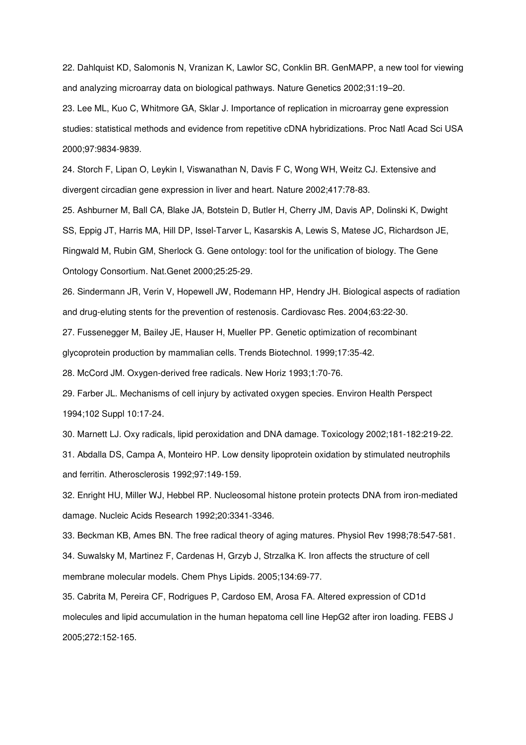22. Dahlquist KD, Salomonis N, Vranizan K, Lawlor SC, Conklin BR. GenMAPP, a new tool for viewing and analyzing microarray data on biological pathways. Nature Genetics 2002;31:19–20.

23. Lee ML, Kuo C, Whitmore GA, Sklar J. Importance of replication in microarray gene expression studies: statistical methods and evidence from repetitive cDNA hybridizations. Proc Natl Acad Sci USA 2000;97:9834-9839.

24. Storch F, Lipan O, Leykin I, Viswanathan N, Davis F C, Wong WH, Weitz CJ. Extensive and divergent circadian gene expression in liver and heart. Nature 2002;417:78-83.

25. Ashburner M, Ball CA, Blake JA, Botstein D, Butler H, Cherry JM, Davis AP, Dolinski K, Dwight SS, Eppig JT, Harris MA, Hill DP, Issel-Tarver L, Kasarskis A, Lewis S, Matese JC, Richardson JE, Ringwald M, Rubin GM, Sherlock G. Gene ontology: tool for the unification of biology. The Gene Ontology Consortium. Nat.Genet 2000;25:25-29.

26. Sindermann JR, Verin V, Hopewell JW, Rodemann HP, Hendry JH. Biological aspects of radiation and drug-eluting stents for the prevention of restenosis. Cardiovasc Res. 2004;63:22-30.

27. Fussenegger M, Bailey JE, Hauser H, Mueller PP. Genetic optimization of recombinant glycoprotein production by mammalian cells. Trends Biotechnol. 1999;17:35-42.

28. McCord JM. Oxygen-derived free radicals. New Horiz 1993;1:70-76.

29. Farber JL. Mechanisms of cell injury by activated oxygen species. Environ Health Perspect 1994;102 Suppl 10:17-24.

30. Marnett LJ. Oxy radicals, lipid peroxidation and DNA damage. Toxicology 2002;181-182:219-22.

31. Abdalla DS, Campa A, Monteiro HP. Low density lipoprotein oxidation by stimulated neutrophils and ferritin. Atherosclerosis 1992;97:149-159.

32. Enright HU, Miller WJ, Hebbel RP. Nucleosomal histone protein protects DNA from iron-mediated damage. Nucleic Acids Research 1992;20:3341-3346.

33. Beckman KB, Ames BN. The free radical theory of aging matures. Physiol Rev 1998;78:547-581.

34. Suwalsky M, Martinez F, Cardenas H, Grzyb J, Strzalka K. Iron affects the structure of cell membrane molecular models. Chem Phys Lipids. 2005;134:69-77.

35. Cabrita M, Pereira CF, Rodrigues P, Cardoso EM, Arosa FA. Altered expression of CD1d molecules and lipid accumulation in the human hepatoma cell line HepG2 after iron loading. FEBS J 2005;272:152-165.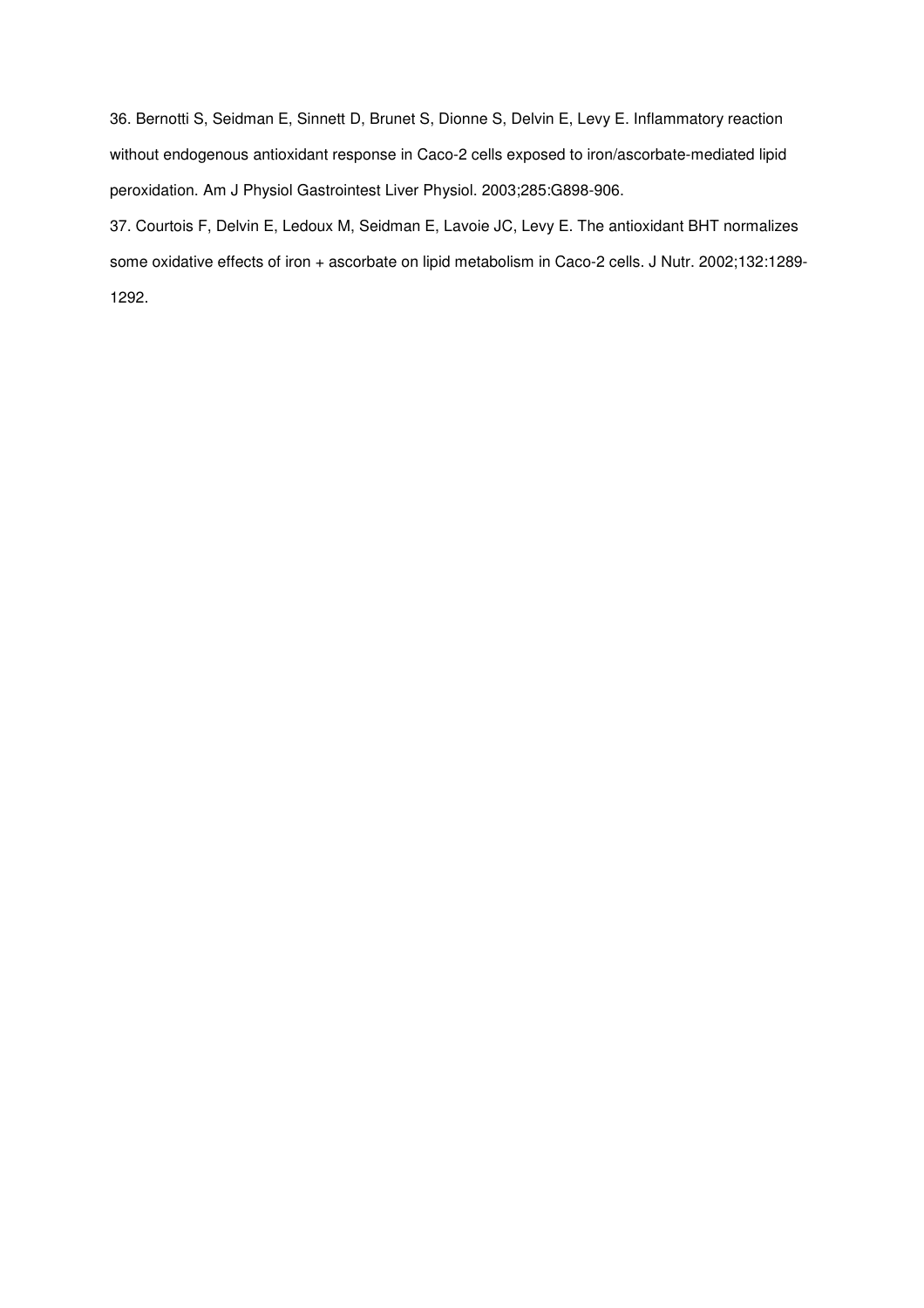36. Bernotti S, Seidman E, Sinnett D, Brunet S, Dionne S, Delvin E, Levy E. Inflammatory reaction without endogenous antioxidant response in Caco-2 cells exposed to iron/ascorbate-mediated lipid peroxidation. Am J Physiol Gastrointest Liver Physiol. 2003;285:G898-906.

37. Courtois F, Delvin E, Ledoux M, Seidman E, Lavoie JC, Levy E. The antioxidant BHT normalizes some oxidative effects of iron + ascorbate on lipid metabolism in Caco-2 cells. J Nutr. 2002;132:1289-1292.